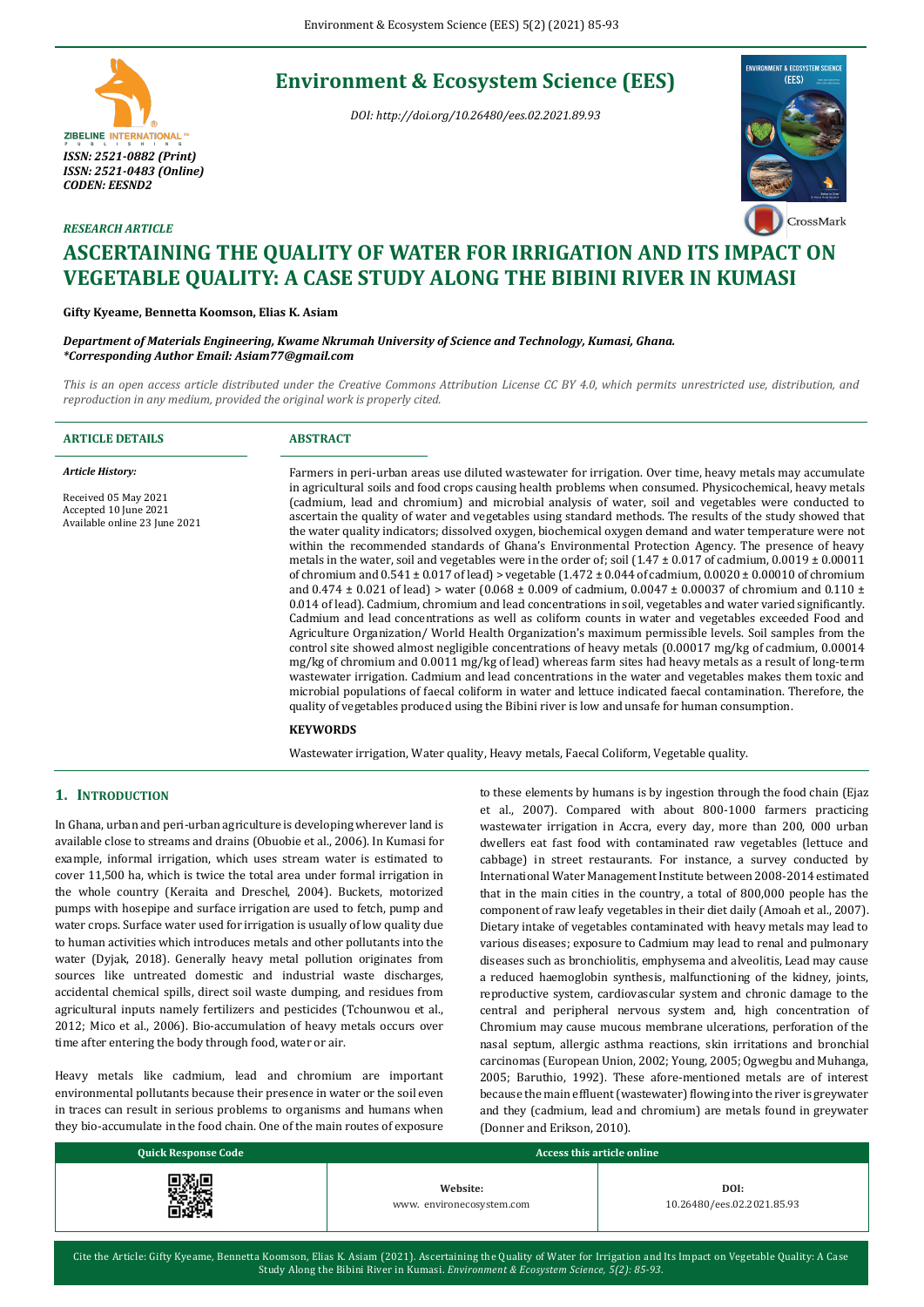# Environment & Ecosystem Science (EES)

*DOI: http://doi.org/10.26480/ees.02.2021.89.93*

*ISSN: 2521-0882 (Print)*
*ISSN: 2521-0483 (Online)*
*CODEN: EESND2*

*RESEARCH ARTICLE*

# ASCERTAINING THE QUALITY OF WATER FOR IRRIGATION AND ITS IMPACT ON VEGETABLE QUALITY: A CASE STUDY ALONG THE BIBINI RIVER IN KUMASI

**Gifty Kyeame, Bennetta Koomson, Elias K. Asiam**

***Department of Materials Engineering, Kwame Nkrumah University of Science and Technology, Kumasi, Ghana.***
***\*Corresponding Author Email: Asiam77@gmail.com***

*This is an open access article distributed under the Creative Commons Attribution License CC BY 4.0, which permits unrestricted use, distribution, and reproduction in any medium, provided the original work is properly cited.*

**ARTICLE DETAILS**

*Article History:*

Received 05 May 2021
Accepted 10 June 2021
Available online 23 June 2021

**ABSTRACT**

Farmers in peri-urban areas use diluted wastewater for irrigation. Over time, heavy metals may accumulate in agricultural soils and food crops causing health problems when consumed. Physicochemical, heavy metals (cadmium, lead and chromium) and microbial analysis of water, soil and vegetables were conducted to ascertain the quality of water and vegetables using standard methods. The results of the study showed that the water quality indicators; dissolved oxygen, biochemical oxygen demand and water temperature were not within the recommended standards of Ghana's Environmental Protection Agency. The presence of heavy metals in the water, soil and vegetables were in the order of; soil (1.47 ± 0.017 of cadmium, 0.0019 ± 0.00011 of chromium and 0.541 ± 0.017 of lead) > vegetable (1.472 ± 0.044 of cadmium, 0.0020 ± 0.00010 of chromium and 0.474 ± 0.021 of lead) > water (0.068 ± 0.009 of cadmium, 0.0047 ± 0.00037 of chromium and 0.110 ± 0.014 of lead). Cadmium, chromium and lead concentrations in soil, vegetables and water varied significantly. Cadmium and lead concentrations as well as coliform counts in water and vegetables exceeded Food and Agriculture Organization/ World Health Organization's maximum permissible levels. Soil samples from the control site showed almost negligible concentrations of heavy metals (0.00017 mg/kg of cadmium, 0.00014 mg/kg of chromium and 0.0011 mg/kg of lead) whereas farm sites had heavy metals as a result of long-term wastewater irrigation. Cadmium and lead concentrations in the water and vegetables makes them toxic and microbial populations of faecal coliform in water and lettuce indicated faecal contamination. Therefore, the quality of vegetables produced using the Bibini river is low and unsafe for human consumption.

**KEYWORDS**

Wastewater irrigation, Water quality, Heavy metals, Faecal Coliform, Vegetable quality.

## 1. INTRODUCTION

In Ghana, urban and peri-urban agriculture is developing wherever land is available close to streams and drains (Obuobie et al., 2006). In Kumasi for example, informal irrigation, which uses stream water is estimated to cover 11,500 ha, which is twice the total area under formal irrigation in the whole country (Keraita and Dreschel, 2004). Buckets, motorized pumps with hosepipe and surface irrigation are used to fetch, pump and water crops. Surface water used for irrigation is usually of low quality due to human activities which introduces metals and other pollutants into the water (Dyjak, 2018). Generally heavy metal pollution originates from sources like untreated domestic and industrial waste discharges, accidental chemical spills, direct soil waste dumping, and residues from agricultural inputs namely fertilizers and pesticides (Tchounwou et al., 2012; Mico et al., 2006). Bio-accumulation of heavy metals occurs over time after entering the body through food, water or air.

Heavy metals like cadmium, lead and chromium are important environmental pollutants because their presence in water or the soil even in traces can result in serious problems to organisms and humans when they bio-accumulate in the food chain. One of the main routes of exposure to these elements by humans is by ingestion through the food chain (Ejaz et al., 2007). Compared with about 800-1000 farmers practicing wastewater irrigation in Accra, every day, more than 200, 000 urban dwellers eat fast food with contaminated raw vegetables (lettuce and cabbage) in street restaurants. For instance, a survey conducted by International Water Management Institute between 2008-2014 estimated that in the main cities in the country, a total of 800,000 people has the component of raw leafy vegetables in their diet daily (Amoah et al., 2007). Dietary intake of vegetables contaminated with heavy metals may lead to various diseases; exposure to Cadmium may lead to renal and pulmonary diseases such as bronchiolitis, emphysema and alveolitis, Lead may cause a reduced haemoglobin synthesis, malfunctioning of the kidney, joints, reproductive system, cardiovascular system and chronic damage to the central and peripheral nervous system and, high concentration of Chromium may cause mucous membrane ulcerations, perforation of the nasal septum, allergic asthma reactions, skin irritations and bronchial carcinomas (European Union, 2002; Young, 2005; Ogwegbu and Muhanga, 2005; Baruthio, 1992). These afore-mentioned metals are of interest because the main effluent (wastewater) flowing into the river is greywater and they (cadmium, lead and chromium) are metals found in greywater (Donner and Erikson, 2010).

| Quick Response Code | Access this article online | |
|---|---|---|
| | **Website:** www. environecosystem.com | **DOI:** 10.26480/ees.02.2021.85.93 |

Cite the Article: Gifty Kyeame, Bennetta Koomson, Elias K. Asiam (2021). Ascertaining the Quality of Water for Irrigation and Its Impact on Vegetable Quality: A Case Study Along the Bibini River in Kumasi. *Environment & Ecosystem Science, 5(2): 85-93.*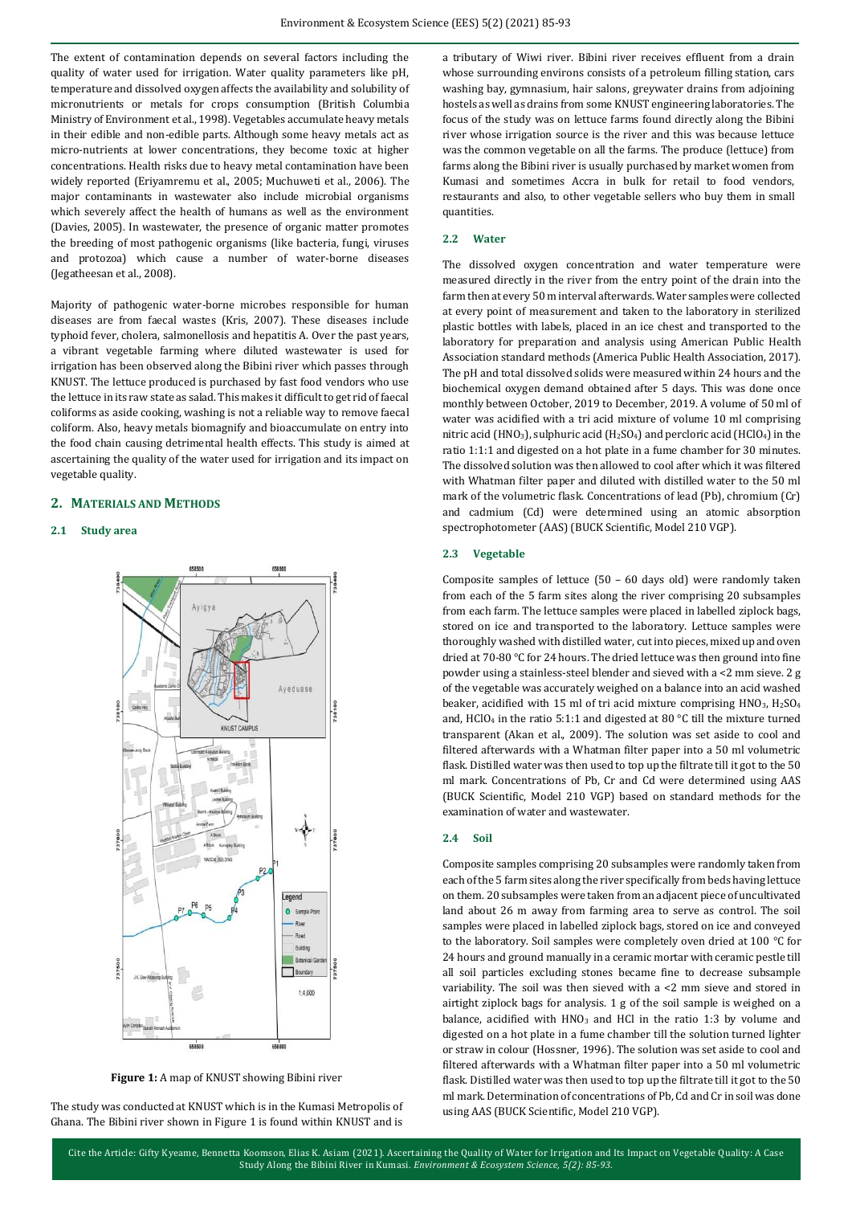The extent of contamination depends on several factors including the quality of water used for irrigation. Water quality parameters like pH, temperature and dissolved oxygen affects the availability and solubility of micronutrients or metals for crops consumption (British Columbia Ministry of Environment et al., 1998). Vegetables accumulate heavy metals in their edible and non-edible parts. Although some heavy metals act as micro-nutrients at lower concentrations, they become toxic at higher concentrations. Health risks due to heavy metal contamination have been widely reported (Eriyamremu et al., 2005; Muchuweti et al., 2006). The major contaminants in wastewater also include microbial organisms which severely affect the health of humans as well as the environment (Davies, 2005). In wastewater, the presence of organic matter promotes the breeding of most pathogenic organisms (like bacteria, fungi, viruses and protozoa) which cause a number of water-borne diseases (Jegatheesan et al., 2008).

Majority of pathogenic water-borne microbes responsible for human diseases are from faecal wastes (Kris, 2007). These diseases include typhoid fever, cholera, salmonellosis and hepatitis A. Over the past years, a vibrant vegetable farming where diluted wastewater is used for irrigation has been observed along the Bibini river which passes through KNUST. The lettuce produced is purchased by fast food vendors who use the lettuce in its raw state as salad. This makes it difficult to get rid of faecal coliforms as aside cooking, washing is not a reliable way to remove faecal coliform. Also, heavy metals biomagnify and bioaccumulate on entry into the food chain causing detrimental health effects. This study is aimed at ascertaining the quality of the water used for irrigation and its impact on vegetable quality.

## 2. MATERIALS AND METHODS

### 2.1 Study area

Figure 1: A map of KNUST showing Bibini river

The study was conducted at KNUST which is in the Kumasi Metropolis of Ghana. The Bibini river shown in Figure 1 is found within KNUST and is a tributary of Wiwi river. Bibini river receives effluent from a drain whose surrounding environs consists of a petroleum filling station, cars washing bay, gymnasium, hair salons, greywater drains from adjoining hostels as well as drains from some KNUST engineering laboratories. The focus of the study was on lettuce farms found directly along the Bibini river whose irrigation source is the river and this was because lettuce was the common vegetable on all the farms. The produce (lettuce) from farms along the Bibini river is usually purchased by market women from Kumasi and sometimes Accra in bulk for retail to food vendors, restaurants and also, to other vegetable sellers who buy them in small quantities.

### 2.2 Water

The dissolved oxygen concentration and water temperature were measured directly in the river from the entry point of the drain into the farm then at every 50 m interval afterwards. Water samples were collected at every point of measurement and taken to the laboratory in sterilized plastic bottles with labels, placed in an ice chest and transported to the laboratory for preparation and analysis using American Public Health Association standard methods (America Public Health Association, 2017). The pH and total dissolved solids were measured within 24 hours and the biochemical oxygen demand obtained after 5 days. This was done once monthly between October, 2019 to December, 2019. A volume of 50 ml of water was acidified with a tri acid mixture of volume 10 ml comprising nitric acid ($HNO_3$), sulphuric acid ($H_2SO_4$) and percloric acid ($HClO_4$) in the ratio 1:1:1 and digested on a hot plate in a fume chamber for 30 minutes. The dissolved solution was then allowed to cool after which it was filtered with Whatman filter paper and diluted with distilled water to the 50 ml mark of the volumetric flask. Concentrations of lead (Pb), chromium (Cr) and cadmium (Cd) were determined using an atomic absorption spectrophotometer (AAS) (BUCK Scientific, Model 210 VGP).

### 2.3 Vegetable

Composite samples of lettuce (50 – 60 days old) were randomly taken from each of the 5 farm sites along the river comprising 20 subsamples from each farm. The lettuce samples were placed in labelled ziplock bags, stored on ice and transported to the laboratory. Lettuce samples were thoroughly washed with distilled water, cut into pieces, mixed up and oven dried at 70-80 °C for 24 hours. The dried lettuce was then ground into fine powder using a stainless-steel blender and sieved with a <2 mm sieve. 2 g of the vegetable was accurately weighed on a balance into an acid washed beaker, acidified with 15 ml of tri acid mixture comprising $HNO_3$, $H_2SO_4$ and, $HClO_4$ in the ratio 5:1:1 and digested at 80 °C till the mixture turned transparent (Akan et al., 2009). The solution was set aside to cool and filtered afterwards with a Whatman filter paper into a 50 ml volumetric flask. Distilled water was then used to top up the filtrate till it got to the 50 ml mark. Concentrations of Pb, Cr and Cd were determined using AAS (BUCK Scientific, Model 210 VGP) based on standard methods for the examination of water and wastewater.

### 2.4 Soil

Composite samples comprising 20 subsamples were randomly taken from each of the 5 farm sites along the river specifically from beds having lettuce on them. 20 subsamples were taken from an adjacent piece of uncultivated land about 26 m away from farming area to serve as control. The soil samples were placed in labelled ziplock bags, stored on ice and conveyed to the laboratory. Soil samples were completely oven dried at 100 °C for 24 hours and ground manually in a ceramic mortar with ceramic pestle till all soil particles excluding stones became fine to decrease subsample variability. The soil was then sieved with a <2 mm sieve and stored in airtight ziplock bags for analysis. 1 g of the soil sample is weighed on a balance, acidified with $HNO_3$ and HCl in the ratio 1:3 by volume and digested on a hot plate in a fume chamber till the solution turned lighter or straw in colour (Hossner, 1996). The solution was set aside to cool and filtered afterwards with a Whatman filter paper into a 50 ml volumetric flask. Distilled water was then used to top up the filtrate till it got to the 50 ml mark. Determination of concentrations of Pb, Cd and Cr in soil was done using AAS (BUCK Scientific, Model 210 VGP).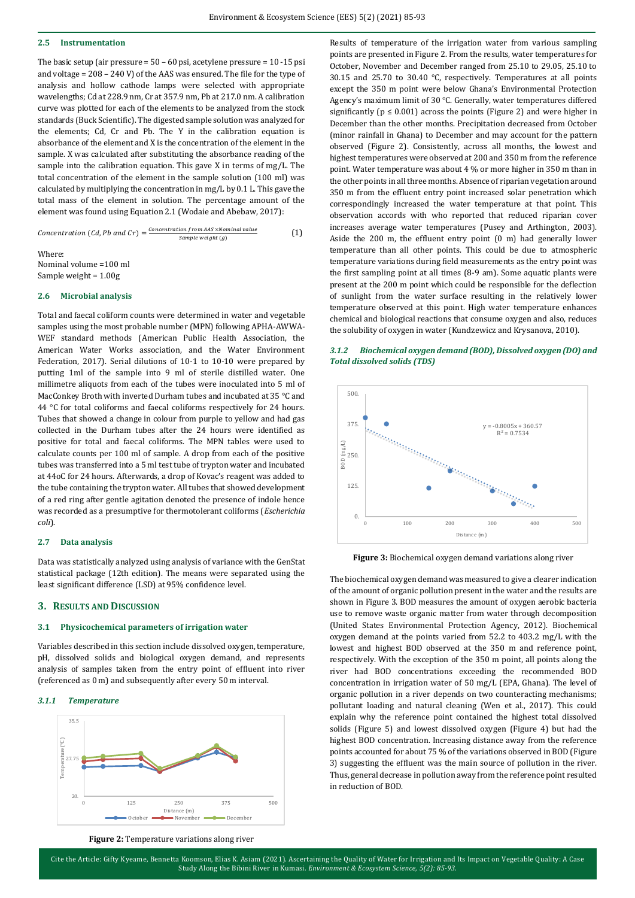### 2.5 Instrumentation

The basic setup (air pressure = 50 – 60 psi, acetylene pressure = 10 -15 psi and voltage = 208 – 240 V) of the AAS was ensured. The file for the type of analysis and hollow cathode lamps were selected with appropriate wavelengths; Cd at 228.9 nm, Cr at 357.9 nm, Pb at 217.0 nm. A calibration curve was plotted for each of the elements to be analyzed from the stock standards (Buck Scientific). The digested sample solution was analyzed for the elements; Cd, Cr and Pb. The Y in the calibration equation is absorbance of the element and X is the concentration of the element in the sample. X was calculated after substituting the absorbance reading of the sample into the calibration equation. This gave X in terms of mg/L. The total concentration of the element in the sample solution (100 ml) was calculated by multiplying the concentration in mg/L by 0.1 L. This gave the total mass of the element in solution. The percentage amount of the element was found using Equation 2.1 (Wodaie and Abebaw, 2017):

$$Concentration\ (Cd, Pb\ and\ Cr) = \frac{Concentration\ from\ AAS \times Nominal\ value}{Sample\ weight\ (g)} \quad (1)$$

Where:
Nominal volume =100 ml
Sample weight = 1.00g

### 2.6 Microbial analysis

Total and faecal coliform counts were determined in water and vegetable samples using the most probable number (MPN) following APHA-AWWA-WEF standard methods (American Public Health Association, the American Water Works association, and the Water Environment Federation, 2017). Serial dilutions of 10-1 to 10-10 were prepared by putting 1ml of the sample into 9 ml of sterile distilled water. One millimetre aliquots from each of the tubes were inoculated into 5 ml of MacConkey Broth with inverted Durham tubes and incubated at 35 °C and 44 °C for total coliforms and faecal coliforms respectively for 24 hours. Tubes that showed a change in colour from purple to yellow and had gas collected in the Durham tubes after the 24 hours were identified as positive for total and faecal coliforms. The MPN tables were used to calculate counts per 100 ml of sample. A drop from each of the positive tubes was transferred into a 5 ml test tube of trypton water and incubated at 44oC for 24 hours. Afterwards, a drop of Kovac's reagent was added to the tube containing the trypton water. All tubes that showed development of a red ring after gentle agitation denoted the presence of indole hence was recorded as a presumptive for thermotolerant coliforms (*Escherichia coli*).

### 2.7 Data analysis

Data was statistically analyzed using analysis of variance with the GenStat statistical package (12th edition). The means were separated using the least significant difference (LSD) at 95% confidence level.

## 3. Results and Discussion

### 3.1 Physicochemical parameters of irrigation water

Variables described in this section include dissolved oxygen, temperature, pH, dissolved solids and biological oxygen demand, and represents analysis of samples taken from the entry point of effluent into river (referenced as 0 m) and subsequently after every 50 m interval.

#### *3.1.1 Temperature*

**Figure 2:** Temperature variations along river

Results of temperature of the irrigation water from various sampling points are presented in Figure 2. From the results, water temperatures for October, November and December ranged from 25.10 to 29.05, 25.10 to 30.15 and 25.70 to 30.40 °C, respectively. Temperatures at all points except the 350 m point were below Ghana's Environmental Protection Agency's maximum limit of 30 °C. Generally, water temperatures differed significantly ($p \leq 0.001$) across the points (Figure 2) and were higher in December than the other months. Precipitation decreased from October (minor rainfall in Ghana) to December and may account for the pattern observed (Figure 2). Consistently, across all months, the lowest and highest temperatures were observed at 200 and 350 m from the reference point. Water temperature was about 4 % or more higher in 350 m than in the other points in all three months. Absence of riparian vegetation around 350 m from the effluent entry point increased solar penetration which correspondingly increased the water temperature at that point. This observation accords with who reported that reduced riparian cover increases average water temperatures (Pusey and Arthington, 2003). Aside the 200 m, the effluent entry point (0 m) had generally lower temperature than all other points. This could be due to atmospheric temperature variations during field measurements as the entry point was the first sampling point at all times (8-9 am). Some aquatic plants were present at the 200 m point which could be responsible for the deflection of sunlight from the water surface resulting in the relatively lower temperature observed at this point. High water temperature enhances chemical and biological reactions that consume oxygen and also, reduces the solubility of oxygen in water (Kundzewicz and Krysanova, 2010).

#### *3.1.2 Biochemical oxygen demand (BOD), Dissolved oxygen (DO) and Total dissolved solids (TDS)*

**Figure 3:** Biochemical oxygen demand variations along river

The biochemical oxygen demand was measured to give a clearer indication of the amount of organic pollution present in the water and the results are shown in Figure 3. BOD measures the amount of oxygen aerobic bacteria use to remove waste organic matter from water through decomposition (United States Environmental Protection Agency, 2012). Biochemical oxygen demand at the points varied from 52.2 to 403.2 mg/L with the lowest and highest BOD observed at the 350 m and reference point, respectively. With the exception of the 350 m point, all points along the river had BOD concentrations exceeding the recommended BOD concentration in irrigation water of 50 mg/L (EPA, Ghana). The level of organic pollution in a river depends on two counteracting mechanisms; pollutant loading and natural cleaning (Wen et al., 2017). This could explain why the reference point contained the highest total dissolved solids (Figure 5) and lowest dissolved oxygen (Figure 4) but had the highest BOD concentration. Increasing distance away from the reference points accounted for about 75 % of the variations observed in BOD (Figure 3) suggesting the effluent was the main source of pollution in the river. Thus, general decrease in pollution away from the reference point resulted in reduction of BOD.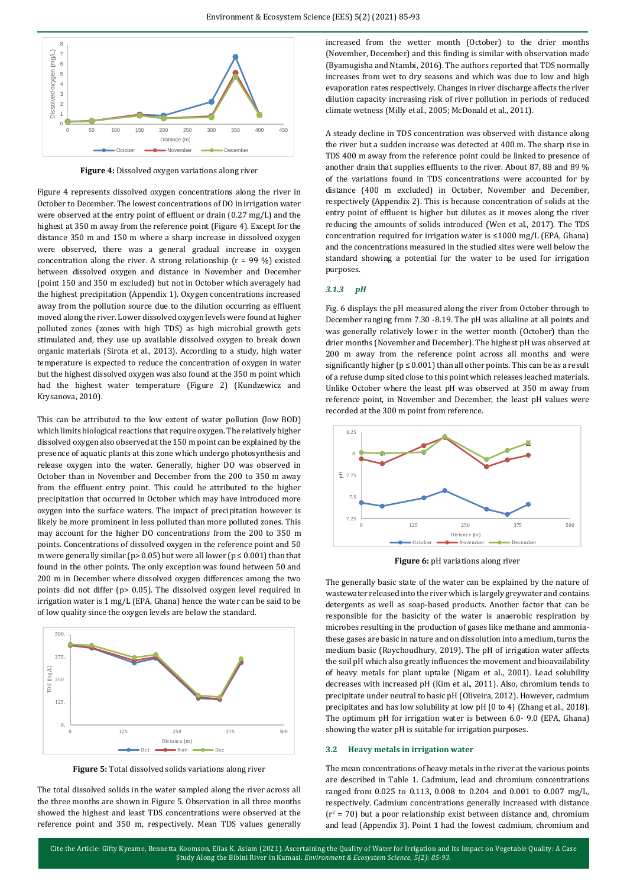**Figure 4:** Dissolved oxygen variations along river

Figure 4 represents dissolved oxygen concentrations along the river in October to December. The lowest concentrations of DO in irrigation water were observed at the entry point of effluent or drain (0.27 mg/L) and the highest at 350 m away from the reference point (Figure 4). Except for the distance 350 m and 150 m where a sharp increase in dissolved oxygen were observed, there was a general gradual increase in oxygen concentration along the river. A strong relationship (r = 99 %) existed between dissolved oxygen and distance in November and December (point 150 and 350 m excluded) but not in October which averagely had the highest precipitation (Appendix 1). Oxygen concentrations increased away from the pollution source due to the dilution occurring as effluent moved along the river. Lower dissolved oxygen levels were found at higher polluted zones (zones with high TDS) as high microbial growth gets stimulated and, they use up available dissolved oxygen to break down organic materials (Sirota et al., 2013). According to a study, high water temperature is expected to reduce the concentration of oxygen in water but the highest dissolved oxygen was also found at the 350 m point which had the highest water temperature (Figure 2) (Kundzewicz and Krysanova, 2010).

This can be attributed to the low extent of water pollution (low BOD) which limits biological reactions that require oxygen. The relatively higher dissolved oxygen also observed at the 150 m point can be explained by the presence of aquatic plants at this zone which undergo photosynthesis and release oxygen into the water. Generally, higher DO was observed in October than in November and December from the 200 to 350 m away from the effluent entry point. This could be attributed to the higher precipitation that occurred in October which may have introduced more oxygen into the surface waters. The impact of precipitation however is likely be more prominent in less polluted than more polluted zones. This may account for the higher DO concentrations from the 200 to 350 m points. Concentrations of dissolved oxygen in the reference point and 50 m were generally similar ($p > 0.05$) but were all lower ($p \leq 0.001$) than that found in the other points. The only exception was found between 50 and 200 m in December where dissolved oxygen differences among the two points did not differ ($p > 0.05$). The dissolved oxygen level required in irrigation water is 1 mg/L (EPA, Ghana) hence the water can be said to be of low quality since the oxygen levels are below the standard.

**Figure 5:** Total dissolved solids variations along river

The total dissolved solids in the water sampled along the river across all the three months are shown in Figure 5. Observation in all three months showed the highest and least TDS concentrations were observed at the reference point and 350 m, respectively. Mean TDS values generally increased from the wetter month (October) to the drier months (November, December) and this finding is similar with observation made (Byamugisha and Ntambi, 2016). The authors reported that TDS normally increases from wet to dry seasons and which was due to low and high evaporation rates respectively. Changes in river discharge affects the river dilution capacity increasing risk of river pollution in periods of reduced climate wetness (Milly et al., 2005; McDonald et al., 2011).

A steady decline in TDS concentration was observed with distance along the river but a sudden increase was detected at 400 m. The sharp rise in TDS 400 m away from the reference point could be linked to presence of another drain that supplies effluents to the river. About 87, 88 and 89 % of the variations found in TDS concentrations were accounted for by distance (400 m excluded) in October, November and December, respectively (Appendix 2). This is because concentration of solids at the entry point of effluent is higher but dilutes as it moves along the river reducing the amounts of solids introduced (Wen et al., 2017). The TDS concentration required for irrigation water is ≤1000 mg/L (EPA, Ghana) and the concentrations measured in the studied sites were well below the standard showing a potential for the water to be used for irrigation purposes.

### 3.1.3 pH

Fig. 6 displays the pH measured along the river from October through to December ranging from 7.30 -8.19. The pH was alkaline at all points and was generally relatively lower in the wetter month (October) than the drier months (November and December). The highest pH was observed at 200 m away from the reference point across all months and were significantly higher ($p \leq 0.001$) than all other points. This can be as a result of a refuse dump sited close to this point which releases leached materials. Unlike October where the least pH was observed at 350 m away from reference point, in November and December, the least pH values were recorded at the 300 m point from reference.

**Figure 6:** pH variations along river

The generally basic state of the water can be explained by the nature of wastewater released into the river which is largely greywater and contains detergents as well as soap-based products. Another factor that can be responsible for the basicity of the water is anaerobic respiration by microbes resulting in the production of gases like methane and ammonia- these gases are basic in nature and on dissolution into a medium, turns the medium basic (Roychoudhury, 2019). The pH of irrigation water affects the soil pH which also greatly influences the movement and bioavailability of heavy metals for plant uptake (Nigam et al., 2001). Lead solubility decreases with increased pH (Kim et al., 2011). Also, chromium tends to precipitate under neutral to basic pH (Oliveira, 2012). However, cadmium precipitates and has low solubility at low pH (0 to 4) (Zhang et al., 2018). The optimum pH for irrigation water is between 6.0- 9.0 (EPA, Ghana) showing the water pH is suitable for irrigation purposes.

## 3.2 Heavy metals in irrigation water

The mean concentrations of heavy metals in the river at the various points are described in Table 1. Cadmium, lead and chromium concentrations ranged from 0.025 to 0.113, 0.008 to 0.204 and 0.001 to 0.007 mg/L, respectively. Cadmium concentrations generally increased with distance ($r^2$ = 70) but a poor relationship exist between distance and, chromium and lead (Appendix 3). Point 1 had the lowest cadmium, chromium and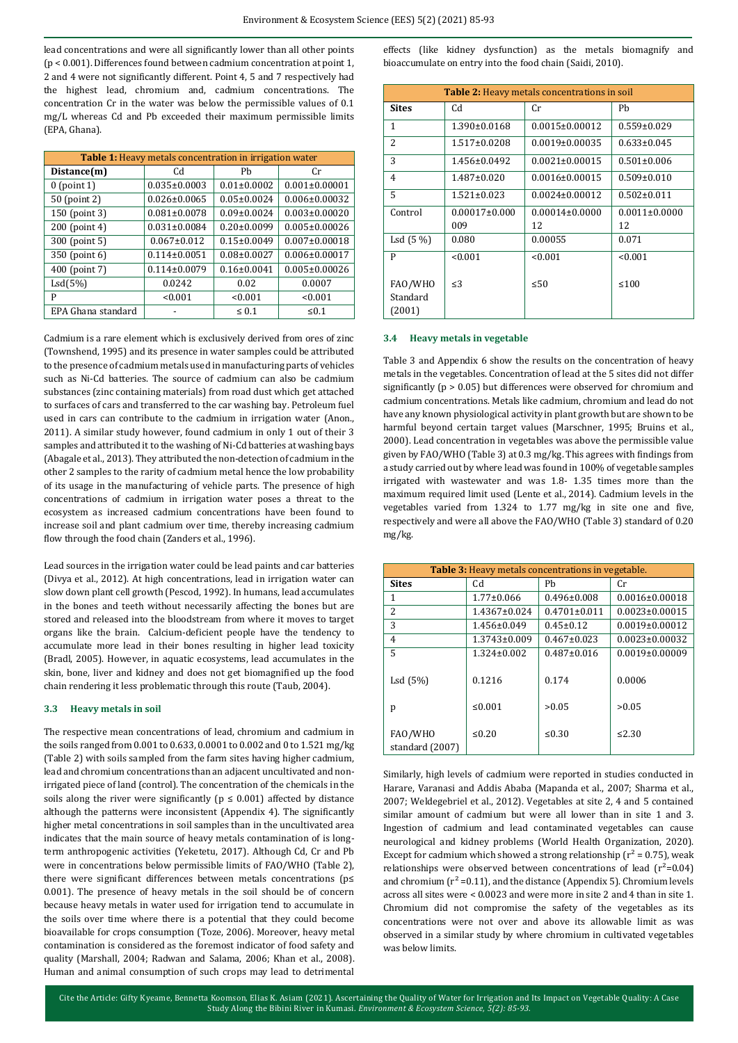lead concentrations and were all significantly lower than all other points (p < 0.001). Differences found between cadmium concentration at point 1, 2 and 4 were not significantly different. Point 4, 5 and 7 respectively had the highest lead, chromium and, cadmium concentrations. The concentration Cr in the water was below the permissible values of 0.1 mg/L whereas Cd and Pb exceeded their maximum permissible limits (EPA, Ghana).

| **Table 1:** Heavy metals concentration in irrigation water | | | |
|---|---|---|---|
| **Distance(m)** | Cd | Pb | Cr |
| 0 (point 1) | 0.035±0.0003 | 0.01±0.0002 | 0.001±0.00001 |
| 50 (point 2) | 0.026±0.0065 | 0.05±0.0024 | 0.006±0.00032 |
| 150 (point 3) | 0.081±0.0078 | 0.09±0.0024 | 0.003±0.00020 |
| 200 (point 4) | 0.031±0.0084 | 0.20±0.0099 | 0.005±0.00026 |
| 300 (point 5) | 0.067±0.012 | 0.15±0.0049 | 0.007±0.00018 |
| 350 (point 6) | 0.114±0.0051 | 0.08±0.0027 | 0.006±0.00017 |
| 400 (point 7) | 0.114±0.0079 | 0.16±0.0041 | 0.005±0.00026 |
| Lsd(5%) | 0.0242 | 0.02 | 0.0007 |
| P | <0.001 | <0.001 | <0.001 |
| EPA Ghana standard | - | ≤ 0.1 | ≤0.1 |

Cadmium is a rare element which is exclusively derived from ores of zinc (Townshend, 1995) and its presence in water samples could be attributed to the presence of cadmium metals used in manufacturing parts of vehicles such as Ni-Cd batteries. The source of cadmium can also be cadmium substances (zinc containing materials) from road dust which get attached to surfaces of cars and transferred to the car washing bay. Petroleum fuel used in cars can contribute to the cadmium in irrigation water (Anon., 2011). A similar study however, found cadmium in only 1 out of their 3 samples and attributed it to the washing of Ni-Cd batteries at washing bays (Abagale et al., 2013). They attributed the non-detection of cadmium in the other 2 samples to the rarity of cadmium metal hence the low probability of its usage in the manufacturing of vehicle parts. The presence of high concentrations of cadmium in irrigation water poses a threat to the ecosystem as increased cadmium concentrations have been found to increase soil and plant cadmium over time, thereby increasing cadmium flow through the food chain (Zanders et al., 1996).

Lead sources in the irrigation water could be lead paints and car batteries (Divya et al., 2012). At high concentrations, lead in irrigation water can slow down plant cell growth (Pescod, 1992). In humans, lead accumulates in the bones and teeth without necessarily affecting the bones but are stored and released into the bloodstream from where it moves to target organs like the brain. Calcium-deficient people have the tendency to accumulate more lead in their bones resulting in higher lead toxicity (Bradl, 2005). However, in aquatic ecosystems, lead accumulates in the skin, bone, liver and kidney and does not get biomagnified up the food chain rendering it less problematic through this route (Taub, 2004).

### 3.3 Heavy metals in soil

The respective mean concentrations of lead, chromium and cadmium in the soils ranged from 0.001 to 0.633, 0.0001 to 0.002 and 0 to 1.521 mg/kg (Table 2) with soils sampled from the farm sites having higher cadmium, lead and chromium concentrations than an adjacent uncultivated and non-irrigated piece of land (control). The concentration of the chemicals in the soils along the river were significantly (p ≤ 0.001) affected by distance although the patterns were inconsistent (Appendix 4). The significantly higher metal concentrations in soil samples than in the uncultivated area indicates that the main source of heavy metals contamination of is long-term anthropogenic activities (Yeketetu, 2017). Although Cd, Cr and Pb were in concentrations below permissible limits of FAO/WHO (Table 2), there were significant differences between metals concentrations (p≤ 0.001). The presence of heavy metals in the soil should be of concern because heavy metals in water used for irrigation tend to accumulate in the soils over time where there is a potential that they could become bioavailable for crops consumption (Toze, 2006). Moreover, heavy metal contamination is considered as the foremost indicator of food safety and quality (Marshall, 2004; Radwan and Salama, 2006; Khan et al., 2008). Human and animal consumption of such crops may lead to detrimental effects (like kidney dysfunction) as the metals biomagnify and bioaccumulate on entry into the food chain (Saidi, 2010).

| **Table 2:** Heavy metals concentrations in soil | | | |
|---|---|---|---|
| **Sites** | Cd | Cr | Pb |
| 1 | 1.390±0.0168 | 0.0015±0.00012 | 0.559±0.029 |
| 2 | 1.517±0.0208 | 0.0019±0.00035 | 0.633±0.045 |
| 3 | 1.456±0.0492 | 0.0021±0.00015 | 0.501±0.006 |
| 4 | 1.487±0.020 | 0.0016±0.00015 | 0.509±0.010 |
| 5 | 1.521±0.023 | 0.0024±0.00012 | 0.502±0.011 |
| Control | 0.00017±0.000009 | 0.00014±0.000012 | 0.0011±0.000012 |
| Lsd (5 %) | 0.080 | 0.00055 | 0.071 |
| P | <0.001 | <0.001 | <0.001 |
| FAO/WHO Standard (2001) | ≤3 | ≤50 | ≤100 |

### 3.4 Heavy metals in vegetable

Table 3 and Appendix 6 show the results on the concentration of heavy metals in the vegetables. Concentration of lead at the 5 sites did not differ significantly (p > 0.05) but differences were observed for chromium and cadmium concentrations. Metals like cadmium, chromium and lead do not have any known physiological activity in plant growth but are shown to be harmful beyond certain target values (Marschner, 1995; Bruins et al., 2000). Lead concentration in vegetables was above the permissible value given by FAO/WHO (Table 3) at 0.3 mg/kg. This agrees with findings from a study carried out by where lead was found in 100% of vegetable samples irrigated with wastewater and was 1.8- 1.35 times more than the maximum required limit used (Lente et al., 2014). Cadmium levels in the vegetables varied from 1.324 to 1.77 mg/kg in site one and five, respectively and were all above the FAO/WHO (Table 3) standard of 0.20 mg/kg.

| **Table 3:** Heavy metals concentrations in vegetable. | | | |
|---|---|---|---|
| **Sites** | Cd | Pb | Cr |
| 1 | 1.77±0.066 | 0.496±0.008 | 0.0016±0.00018 |
| 2 | 1.4367±0.024 | 0.4701±0.011 | 0.0023±0.00015 |
| 3 | 1.456±0.049 | 0.45±0.12 | 0.0019±0.00012 |
| 4 | 1.3743±0.009 | 0.467±0.023 | 0.0023±0.00032 |
| 5 | 1.324±0.002 | 0.487±0.016 | 0.0019±0.00009 |
| Lsd (5%) | 0.1216 | 0.174 | 0.0006 |
| p | ≤0.001 | >0.05 | >0.05 |
| FAO/WHO standard (2007) | ≤0.20 | ≤0.30 | ≤2.30 |

Similarly, high levels of cadmium were reported in studies conducted in Harare, Varanasi and Addis Ababa (Mapanda et al., 2007; Sharma et al., 2007; Weldegebriel et al., 2012). Vegetables at site 2, 4 and 5 contained similar amount of cadmium but were all lower than in site 1 and 3. Ingestion of cadmium and lead contaminated vegetables can cause neurological and kidney problems (World Health Organization, 2020). Except for cadmium which showed a strong relationship ($r^2$ = 0.75), weak relationships were observed between concentrations of lead ($r^2$=0.04) and chromium ($r^2$=0.11), and the distance (Appendix 5). Chromium levels across all sites were < 0.0023 and were more in site 2 and 4 than in site 1. Chromium did not compromise the safety of the vegetables as its concentrations were not over and above its allowable limit as was observed in a similar study by where chromium in cultivated vegetables was below limits.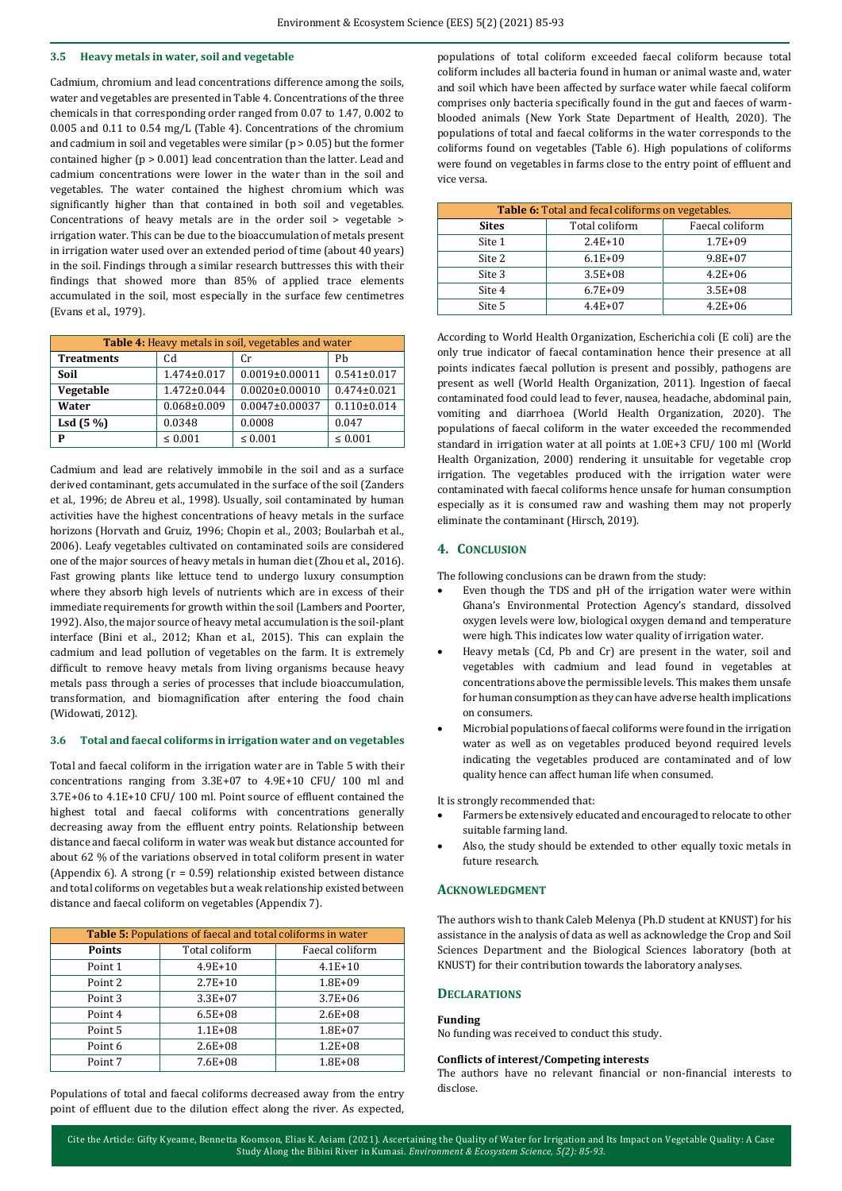### 3.5 Heavy metals in water, soil and vegetable

Cadmium, chromium and lead concentrations difference among the soils, water and vegetables are presented in Table 4. Concentrations of the three chemicals in that corresponding order ranged from 0.07 to 1.47, 0.002 to 0.005 and 0.11 to 0.54 mg/L (Table 4). Concentrations of the chromium and cadmium in soil and vegetables were similar ($p > 0.05$) but the former contained higher ($p > 0.001$) lead concentration than the latter. Lead and cadmium concentrations were lower in the water than in the soil and vegetables. The water contained the highest chromium which was significantly higher than that contained in both soil and vegetables. Concentrations of heavy metals are in the order soil > vegetable > irrigation water. This can be due to the bioaccumulation of metals present in irrigation water used over an extended period of time (about 40 years) in the soil. Findings through a similar research buttresses this with their findings that showed more than 85% of applied trace elements accumulated in the soil, most especially in the surface few centimetres (Evans et al., 1979).

| **Table 4:** Heavy metals in soil, vegetables and water | | | |
|---|---|---|---|
| **Treatments** | Cd | Cr | Pb |
| **Soil** | 1.474±0.017 | 0.0019±0.00011 | 0.541±0.017 |
| **Vegetable** | 1.472±0.044 | 0.0020±0.00010 | 0.474±0.021 |
| **Water** | 0.068±0.009 | 0.0047±0.00037 | 0.110±0.014 |
| **Lsd (5 %)** | 0.0348 | 0.0008 | 0.047 |
| **P** | ≤ 0.001 | ≤ 0.001 | ≤ 0.001 |

Cadmium and lead are relatively immobile in the soil and as a surface derived contaminant, gets accumulated in the surface of the soil (Zanders et al., 1996; de Abreu et al., 1998). Usually, soil contaminated by human activities have the highest concentrations of heavy metals in the surface horizons (Horvath and Gruiz, 1996; Chopin et al., 2003; Boularbah et al., 2006). Leafy vegetables cultivated on contaminated soils are considered one of the major sources of heavy metals in human diet (Zhou et al., 2016). Fast growing plants like lettuce tend to undergo luxury consumption where they absorb high levels of nutrients which are in excess of their immediate requirements for growth within the soil (Lambers and Poorter, 1992). Also, the major source of heavy metal accumulation is the soil-plant interface (Bini et al., 2012; Khan et al., 2015). This can explain the cadmium and lead pollution of vegetables on the farm. It is extremely difficult to remove heavy metals from living organisms because heavy metals pass through a series of processes that include bioaccumulation, transformation, and biomagnification after entering the food chain (Widowati, 2012).

### 3.6 Total and faecal coliforms in irrigation water and on vegetables

Total and faecal coliform in the irrigation water are in Table 5 with their concentrations ranging from 3.3E+07 to 4.9E+10 CFU/ 100 ml and 3.7E+06 to 4.1E+10 CFU/ 100 ml. Point source of effluent contained the highest total and faecal coliforms with concentrations generally decreasing away from the effluent entry points. Relationship between distance and faecal coliform in water was weak but distance accounted for about 62 % of the variations observed in total coliform present in water (Appendix 6). A strong ($r = 0.59$) relationship existed between distance and total coliforms on vegetables but a weak relationship existed between distance and faecal coliform on vegetables (Appendix 7).

| **Table 5:** Populations of faecal and total coliforms in water | | |
|---|---|---|
| **Points** | Total coliform | Faecal coliform |
| Point 1 | 4.9E+10 | 4.1E+10 |
| Point 2 | 2.7E+10 | 1.8E+09 |
| Point 3 | 3.3E+07 | 3.7E+06 |
| Point 4 | 6.5E+08 | 2.6E+08 |
| Point 5 | 1.1E+08 | 1.8E+07 |
| Point 6 | 2.6E+08 | 1.2E+08 |
| Point 7 | 7.6E+08 | 1.8E+08 |

Populations of total and faecal coliforms decreased away from the entry point of effluent due to the dilution effect along the river. As expected, populations of total coliform exceeded faecal coliform because total coliform includes all bacteria found in human or animal waste and, water and soil which have been affected by surface water while faecal coliform comprises only bacteria specifically found in the gut and faeces of warm-blooded animals (New York State Department of Health, 2020). The populations of total and faecal coliforms in the water corresponds to the coliforms found on vegetables (Table 6). High populations of coliforms were found on vegetables in farms close to the entry point of effluent and vice versa.

| **Table 6:** Total and fecal coliforms on vegetables. | | |
|---|---|---|
| **Sites** | Total coliform | Faecal coliform |
| Site 1 | 2.4E+10 | 1.7E+09 |
| Site 2 | 6.1E+09 | 9.8E+07 |
| Site 3 | 3.5E+08 | 4.2E+06 |
| Site 4 | 6.7E+09 | 3.5E+08 |
| Site 5 | 4.4E+07 | 4.2E+06 |

According to World Health Organization, Escherichia coli (E coli) are the only true indicator of faecal contamination hence their presence at all points indicates faecal pollution is present and possibly, pathogens are present as well (World Health Organization, 2011). Ingestion of faecal contaminated food could lead to fever, nausea, headache, abdominal pain, vomiting and diarrhoea (World Health Organization, 2020). The populations of faecal coliform in the water exceeded the recommended standard in irrigation water at all points at 1.0E+3 CFU/ 100 ml (World Health Organization, 2000) rendering it unsuitable for vegetable crop irrigation. The vegetables produced with the irrigation water were contaminated with faecal coliforms hence unsafe for human consumption especially as it is consumed raw and washing them may not properly eliminate the contaminant (Hirsch, 2019).

## 4. Conclusion

The following conclusions can be drawn from the study:

- Even though the TDS and pH of the irrigation water were within Ghana's Environmental Protection Agency's standard, dissolved oxygen levels were low, biological oxygen demand and temperature were high. This indicates low water quality of irrigation water.
- Heavy metals (Cd, Pb and Cr) are present in the water, soil and vegetables with cadmium and lead found in vegetables at concentrations above the permissible levels. This makes them unsafe for human consumption as they can have adverse health implications on consumers.
- Microbial populations of faecal coliforms were found in the irrigation water as well as on vegetables produced beyond required levels indicating the vegetables produced are contaminated and of low quality hence can affect human life when consumed.

It is strongly recommended that:

- Farmers be extensively educated and encouraged to relocate to other suitable farming land.
- Also, the study should be extended to other equally toxic metals in future research.

## Acknowledgment

The authors wish to thank Caleb Melenya (Ph.D student at KNUST) for his assistance in the analysis of data as well as acknowledge the Crop and Soil Sciences Department and the Biological Sciences laboratory (both at KNUST) for their contribution towards the laboratory analyses.

## Declarations

**Funding**

No funding was received to conduct this study.

**Conflicts of interest/Competing interests**

The authors have no relevant financial or non-financial interests to disclose.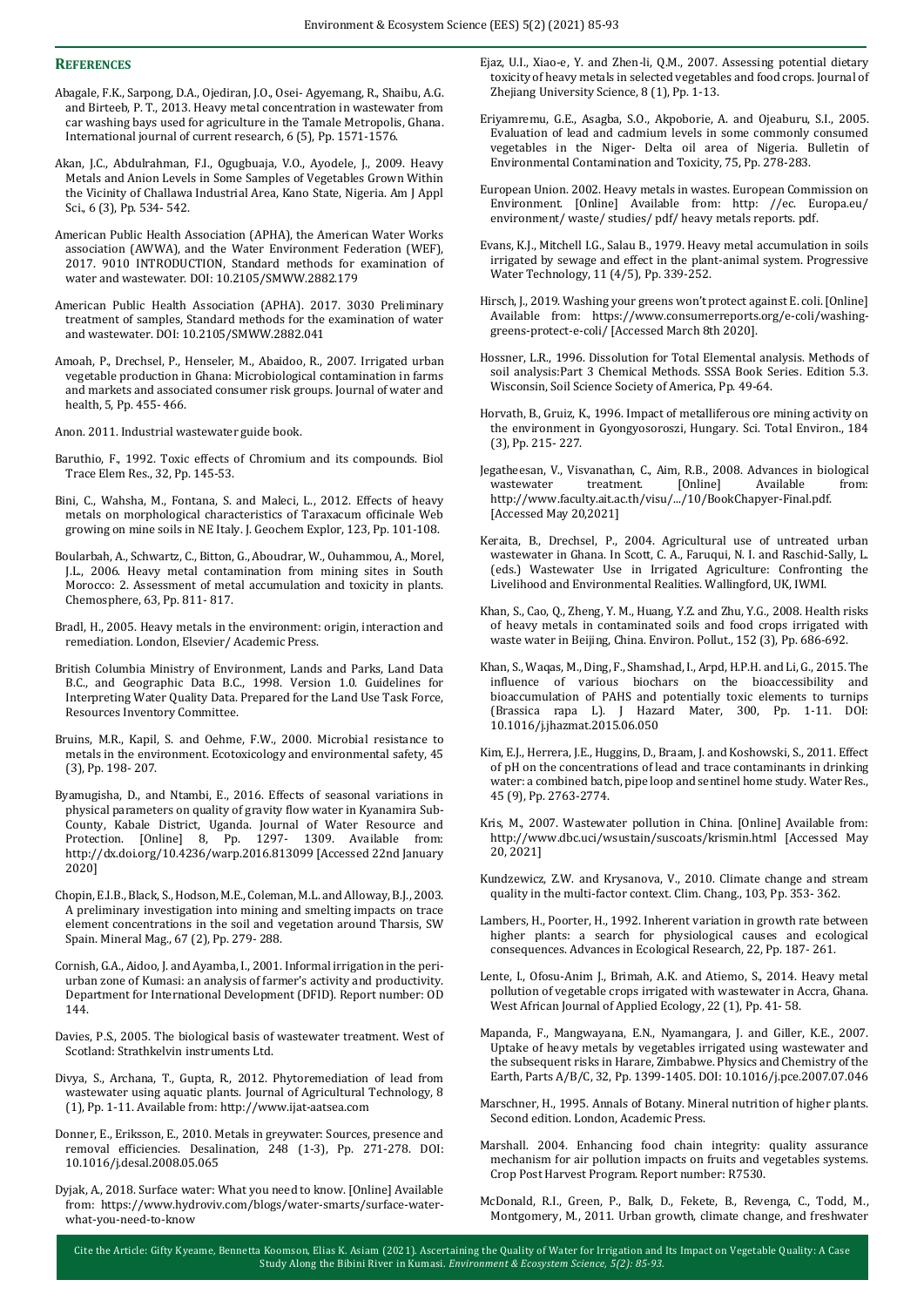## References

Abagale, F.K., Sarpong, D.A., Ojediran, J.O., Osei- Agyemang, R., Shaibu, A.G. and Birteeb, P. T., 2013. Heavy metal concentration in wastewater from car washing bays used for agriculture in the Tamale Metropolis, Ghana. International journal of current research, 6 (5), Pp. 1571-1576.

Akan, J.C., Abdulrahman, F.I., Ogugbuaja, V.O., Ayodele, J., 2009. Heavy Metals and Anion Levels in Some Samples of Vegetables Grown Within the Vicinity of Challawa Industrial Area, Kano State, Nigeria. Am J Appl Sci., 6 (3), Pp. 534- 542.

American Public Health Association (APHA), the American Water Works association (AWWA), and the Water Environment Federation (WEF), 2017. 9010 INTRODUCTION, Standard methods for examination of water and wastewater. DOI: 10.2105/SMWW.2882.179

American Public Health Association (APHA). 2017. 3030 Preliminary treatment of samples, Standard methods for the examination of water and wastewater. DOI: 10.2105/SMWW.2882.041

Amoah, P., Drechsel, P., Henseler, M., Abaidoo, R., 2007. Irrigated urban vegetable production in Ghana: Microbiological contamination in farms and markets and associated consumer risk groups. Journal of water and health, 5, Pp. 455- 466.

Anon. 2011. Industrial wastewater guide book.

Baruthio, F., 1992. Toxic effects of Chromium and its compounds. Biol Trace Elem Res., 32, Pp. 145-53.

Bini, C., Wahsha, M., Fontana, S. and Maleci, L., 2012. Effects of heavy metals on morphological characteristics of Taraxacum officinale Web growing on mine soils in NE Italy. J. Geochem Explor, 123, Pp. 101-108.

Boularbah, A., Schwartz, C., Bitton, G., Aboudrar, W., Ouhammou, A., Morel, J.L., 2006. Heavy metal contamination from mining sites in South Morocco: 2. Assessment of metal accumulation and toxicity in plants. Chemosphere, 63, Pp. 811- 817.

Bradl, H., 2005. Heavy metals in the environment: origin, interaction and remediation. London, Elsevier/ Academic Press.

British Columbia Ministry of Environment, Lands and Parks, Land Data B.C., and Geographic Data B.C., 1998. Version 1.0. Guidelines for Interpreting Water Quality Data. Prepared for the Land Use Task Force, Resources Inventory Committee.

Bruins, M.R., Kapil, S. and Oehme, F.W., 2000. Microbial resistance to metals in the environment. Ecotoxicology and environmental safety, 45 (3), Pp. 198- 207.

Byamugisha, D., and Ntambi, E., 2016. Effects of seasonal variations in physical parameters on quality of gravity flow water in Kyanamira Sub-County, Kabale District, Uganda. Journal of Water Resource and Protection. [Online] 8, Pp. 1297- 1309. Available from: http://dx.doi.org/10.4236/warp.2016.813099 [Accessed 22nd January 2020]

Chopin, E.I.B., Black, S., Hodson, M.E., Coleman, M.L. and Alloway, B.J., 2003. A preliminary investigation into mining and smelting impacts on trace element concentrations in the soil and vegetation around Tharsis, SW Spain. Mineral Mag., 67 (2), Pp. 279- 288.

Cornish, G.A., Aidoo, J. and Ayamba, I., 2001. Informal irrigation in the peri-urban zone of Kumasi: an analysis of farmer's activity and productivity. Department for International Development (DFID). Report number: OD 144.

Davies, P.S., 2005. The biological basis of wastewater treatment. West of Scotland: Strathkelvin instruments Ltd.

Divya, S., Archana, T., Gupta, R., 2012. Phytoremediation of lead from wastewater using aquatic plants. Journal of Agricultural Technology, 8 (1), Pp. 1-11. Available from: http://www.ijat-aatsea.com

Donner, E., Eriksson, E., 2010. Metals in greywater: Sources, presence and removal efficiencies. Desalination, 248 (1-3), Pp. 271-278. DOI: 10.1016/j.desal.2008.05.065

Dyjak, A., 2018. Surface water: What you need to know. [Online] Available from: https://www.hydroviv.com/blogs/water-smarts/surface-water-what-you-need-to-know

Ejaz, U.I., Xiao-e, Y. and Zhen-li, Q.M., 2007. Assessing potential dietary toxicity of heavy metals in selected vegetables and food crops. Journal of Zhejiang University Science, 8 (1), Pp. 1-13.

Eriyamremu, G.E., Asagba, S.O., Akpoborie, A. and Ojeaburu, S.I., 2005. Evaluation of lead and cadmium levels in some commonly consumed vegetables in the Niger- Delta oil area of Nigeria. Bulletin of Environmental Contamination and Toxicity, 75, Pp. 278-283.

European Union. 2002. Heavy metals in wastes. European Commission on Environment. [Online] Available from: http: //ec. Europa.eu/ environment/ waste/ studies/ pdf/ heavy metals reports. pdf.

Evans, K.J., Mitchell I.G., Salau B., 1979. Heavy metal accumulation in soils irrigated by sewage and effect in the plant-animal system. Progressive Water Technology, 11 (4/5), Pp. 339-252.

Hirsch, J., 2019. Washing your greens won't protect against E. coli. [Online] Available from: https://www.consumerreports.org/e-coli/washing-greens-protect-e-coli/ [Accessed March 8th 2020].

Hossner, L.R., 1996. Dissolution for Total Elemental analysis. Methods of soil analysis:Part 3 Chemical Methods. SSSA Book Series. Edition 5.3. Wisconsin, Soil Science Society of America, Pp. 49-64.

Horvath, B., Gruiz, K., 1996. Impact of metalliferous ore mining activity on the environment in Gyongyosoroszi, Hungary. Sci. Total Environ., 184 (3), Pp. 215- 227.

Jegatheesan, V., Visvanathan, C., Aim, R.B., 2008. Advances in biological wastewater treatment. [Online] Available from: http://www.faculty.ait.ac.th/visu/.../10/BookChapyer-Final.pdf. [Accessed May 20,2021]

Keraita, B., Drechsel, P., 2004. Agricultural use of untreated urban wastewater in Ghana. In Scott, C. A., Faruqui, N. I. and Raschid-Sally, L. (eds.) Wastewater Use in Irrigated Agriculture: Confronting the Livelihood and Environmental Realities. Wallingford, UK, IWMI.

Khan, S., Cao, Q., Zheng, Y. M., Huang, Y.Z. and Zhu, Y.G., 2008. Health risks of heavy metals in contaminated soils and food crops irrigated with waste water in Beijing, China. Environ. Pollut., 152 (3), Pp. 686-692.

Khan, S., Waqas, M., Ding, F., Shamshad, I., Arpd, H.P.H. and Li, G., 2015. The influence of various biochars on the bioaccessibility and bioaccumulation of PAHS and potentially toxic elements to turnips (Brassica rapa L). J Hazard Mater, 300, Pp. 1-11. DOI: 10.1016/j.jhazmat.2015.06.050

Kim, E.J., Herrera, J.E., Huggins, D., Braam, J. and Koshowski, S., 2011. Effect of pH on the concentrations of lead and trace contaminants in drinking water: a combined batch, pipe loop and sentinel home study. Water Res., 45 (9), Pp. 2763-2774.

Kris, M., 2007. Wastewater pollution in China. [Online] Available from: http://www.dbc.uci/wsustain/suscoats/krismin.html [Accessed May 20, 2021]

Kundzewicz, Z.W. and Krysanova, V., 2010. Climate change and stream quality in the multi-factor context. Clim. Chang., 103, Pp. 353- 362.

Lambers, H., Poorter, H., 1992. Inherent variation in growth rate between higher plants: a search for physiological causes and ecological consequences. Advances in Ecological Research, 22, Pp. 187- 261.

Lente, I., Ofosu-Anim J., Brimah, A.K. and Atiemo, S., 2014. Heavy metal pollution of vegetable crops irrigated with wastewater in Accra, Ghana. West African Journal of Applied Ecology, 22 (1), Pp. 41- 58.

Mapanda, F., Mangwayana, E.N., Nyamangara, J. and Giller, K.E., 2007. Uptake of heavy metals by vegetables irrigated using wastewater and the subsequent risks in Harare, Zimbabwe. Physics and Chemistry of the Earth, Parts A/B/C, 32, Pp. 1399-1405. DOI: 10.1016/j.pce.2007.07.046

Marschner, H., 1995. Annals of Botany. Mineral nutrition of higher plants. Second edition. London, Academic Press.

Marshall. 2004. Enhancing food chain integrity: quality assurance mechanism for air pollution impacts on fruits and vegetables systems. Crop Post Harvest Program. Report number: R7530.

McDonald, R.I., Green, P., Balk, D., Fekete, B., Revenga, C., Todd, M., Montgomery, M., 2011. Urban growth, climate change, and freshwater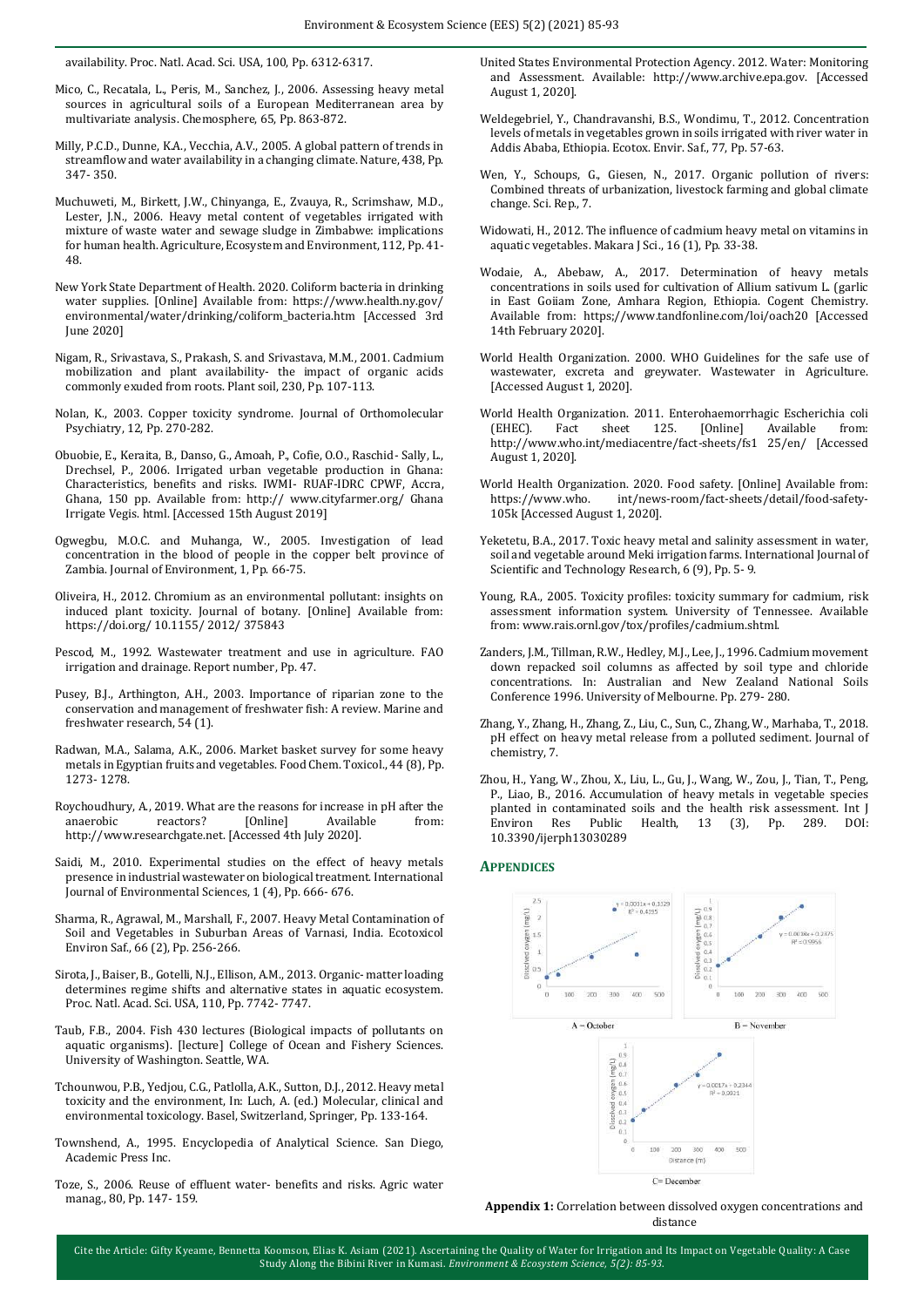availability. Proc. Natl. Acad. Sci. USA, 100, Pp. 6312-6317.

Mico, C., Recatala, L., Peris, M., Sanchez, J., 2006. Assessing heavy metal sources in agricultural soils of a European Mediterranean area by multivariate analysis. Chemosphere, 65, Pp. 863-872.

Milly, P.C.D., Dunne, K.A., Vecchia, A.V., 2005. A global pattern of trends in streamflow and water availability in a changing climate. Nature, 438, Pp. 347- 350.

Muchuweti, M., Birkett, J.W., Chinyanga, E., Zvauya, R., Scrimshaw, M.D., Lester, J.N., 2006. Heavy metal content of vegetables irrigated with mixture of waste water and sewage sludge in Zimbabwe: implications for human health. Agriculture, Ecosystem and Environment, 112, Pp. 41-48.

New York State Department of Health. 2020. Coliform bacteria in drinking water supplies. [Online] Available from: https://www.health.ny.gov/environmental/water/drinking/coliform_bacteria.htm [Accessed 3rd June 2020]

Nigam, R., Srivastava, S., Prakash, S. and Srivastava, M.M., 2001. Cadmium mobilization and plant availability- the impact of organic acids commonly exuded from roots. Plant soil, 230, Pp. 107-113.

Nolan, K., 2003. Copper toxicity syndrome. Journal of Orthomolecular Psychiatry, 12, Pp. 270-282.

Obuobie, E., Keraita, B., Danso, G., Amoah, P., Cofie, O.O., Raschid- Sally, L., Drechsel, P., 2006. Irrigated urban vegetable production in Ghana: Characteristics, benefits and risks. IWMI- RUAF-IDRC CPWF, Accra, Ghana, 150 pp. Available from: http:// www.cityfarmer.org/ Ghana Irrigate Vegis. html. [Accessed 15th August 2019]

Ogwegbu, M.O.C. and Muhanga, W., 2005. Investigation of lead concentration in the blood of people in the copper belt province of Zambia. Journal of Environment, 1, Pp. 66-75.

Oliveira, H., 2012. Chromium as an environmental pollutant: insights on induced plant toxicity. Journal of botany. [Online] Available from: https://doi.org/ 10.1155/ 2012/ 375843

Pescod, M., 1992. Wastewater treatment and use in agriculture. FAO irrigation and drainage. Report number, Pp. 47.

Pusey, B.J., Arthington, A.H., 2003. Importance of riparian zone to the conservation and management of freshwater fish: A review. Marine and freshwater research, 54 (1).

Radwan, M.A., Salama, A.K., 2006. Market basket survey for some heavy metals in Egyptian fruits and vegetables. Food Chem. Toxicol., 44 (8), Pp. 1273- 1278.

Roychoudhury, A., 2019. What are the reasons for increase in pH after the anaerobic reactors? [Online] Available from: http://www.researchgate.net. [Accessed 4th July 2020].

Saidi, M., 2010. Experimental studies on the effect of heavy metals presence in industrial wastewater on biological treatment. International Journal of Environmental Sciences, 1 (4), Pp. 666- 676.

Sharma, R., Agrawal, M., Marshall, F., 2007. Heavy Metal Contamination of Soil and Vegetables in Suburban Areas of Varnasi, India. Ecotoxicol Environ Saf., 66 (2), Pp. 256-266.

Sirota, J., Baiser, B., Gotelli, N.J., Ellison, A.M., 2013. Organic- matter loading determines regime shifts and alternative states in aquatic ecosystem. Proc. Natl. Acad. Sci. USA, 110, Pp. 7742- 7747.

Taub, F.B., 2004. Fish 430 lectures (Biological impacts of pollutants on aquatic organisms). [lecture] College of Ocean and Fishery Sciences. University of Washington. Seattle, WA.

Tchounwou, P.B., Yedjou, C.G., Patlolla, A.K., Sutton, D.J., 2012. Heavy metal toxicity and the environment, In: Luch, A. (ed.) Molecular, clinical and environmental toxicology. Basel, Switzerland, Springer, Pp. 133-164.

Townshend, A., 1995. Encyclopedia of Analytical Science. San Diego, Academic Press Inc.

Toze, S., 2006. Reuse of effluent water- benefits and risks. Agric water manag., 80, Pp. 147- 159.

United States Environmental Protection Agency. 2012. Water: Monitoring and Assessment. Available: http://www.archive.epa.gov. [Accessed August 1, 2020].

Weldegebriel, Y., Chandravanshi, B.S., Wondimu, T., 2012. Concentration levels of metals in vegetables grown in soils irrigated with river water in Addis Ababa, Ethiopia. Ecotox. Envir. Saf., 77, Pp. 57-63.

Wen, Y., Schoups, G., Giesen, N., 2017. Organic pollution of rivers: Combined threats of urbanization, livestock farming and global climate change. Sci. Rep., 7.

Widowati, H., 2012. The influence of cadmium heavy metal on vitamins in aquatic vegetables. Makara J Sci., 16 (1), Pp. 33-38.

Wodaie, A., Abebaw, A., 2017. Determination of heavy metals concentrations in soils used for cultivation of Allium sativum L. (garlic in East Goiiam Zone, Amhara Region, Ethiopia. Cogent Chemistry. Available from: https://www.tandfonline.com/loi/oach20 [Accessed 14th February 2020].

World Health Organization. 2000. WHO Guidelines for the safe use of wastewater, excreta and greywater. Wastewater in Agriculture. [Accessed August 1, 2020].

World Health Organization. 2011. Enterohaemorrhagic Escherichia coli (EHEC). Fact sheet 125. [Online] Available from: http://www.who.int/mediacentre/fact-sheets/fs1 25/en/ [Accessed August 1, 2020].

World Health Organization. 2020. Food safety. [Online] Available from: https://www.who. int/news-room/fact-sheets/detail/food-safety-105k [Accessed August 1, 2020].

Yeketetu, B.A., 2017. Toxic heavy metal and salinity assessment in water, soil and vegetable around Meki irrigation farms. International Journal of Scientific and Technology Research, 6 (9), Pp. 5- 9.

Young, R.A., 2005. Toxicity profiles: toxicity summary for cadmium, risk assessment information system. University of Tennessee. Available from: www.rais.ornl.gov/tox/profiles/cadmium.shtml.

Zanders, J.M., Tillman, R.W., Hedley, M.J., Lee, J., 1996. Cadmium movement down repacked soil columns as affected by soil type and chloride concentrations. In: Australian and New Zealand National Soils Conference 1996. University of Melbourne. Pp. 279- 280.

Zhang, Y., Zhang, H., Zhang, Z., Liu, C., Sun, C., Zhang, W., Marhaba, T., 2018. pH effect on heavy metal release from a polluted sediment. Journal of chemistry, 7.

Zhou, H., Yang, W., Zhou, X., Liu, L., Gu, J., Wang, W., Zou, J., Tian, T., Peng, P., Liao, B., 2016. Accumulation of heavy metals in vegetable species planted in contaminated soils and the health risk assessment. Int J Environ Res Public Health, 13 (3), Pp. 289. DOI: 10.3390/ijerph13030289

## APPENDICES

A = October

B = November

C= December

**Appendix 1:** Correlation between dissolved oxygen concentrations and distance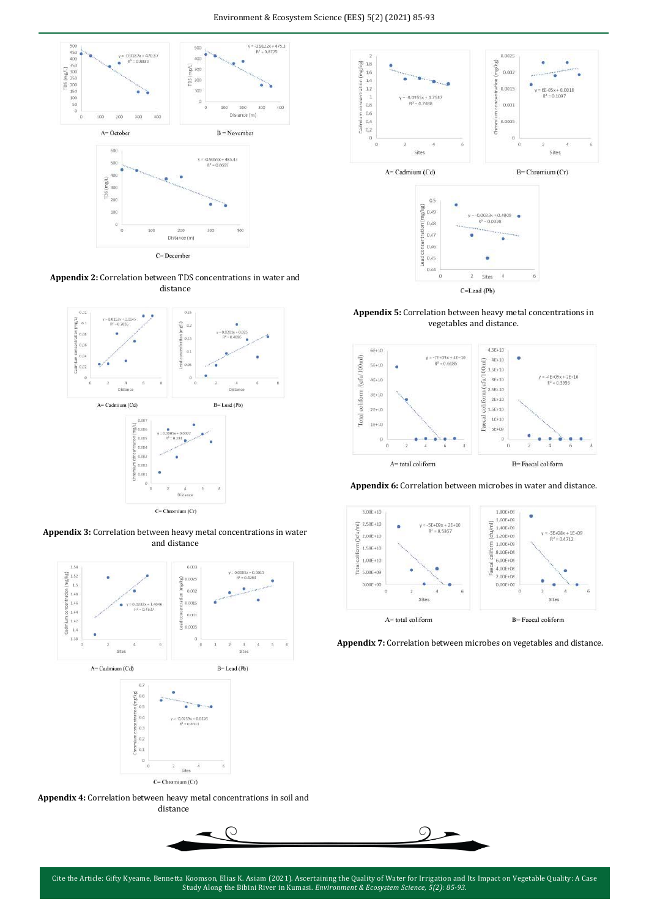y = -0.9187x + 470.87
$R^2$ = 0.8663

TDS (mg/L)

A= October

y = -0.9122x + 475.3
$R^2$ = 0.8775

TDS (mg/L)

Distance (m)

B = November

y = -0.9059x + 485.41
$R^2$ = 0.8665

TDS (mg/L)

Distance (m)

C= December

**Appendix 2:** Correlation between TDS concentrations in water and distance

y = 0.0153x + 0.0045
$R^2$ = 0.7035

Cadmium concentration (mg/L)

Distance

A= Cadmium (Cd)

y = 0.0201x + 0.025
$R^2$ = 0.4096

Lead concentration (mg/L)

Distance

B= Lead (Pb)

y = 0.0004x + 0.0032
$R^2$ = 0.288

Chromium concentration (mg/L)

Distance

C= Chromium (Cr)

**Appendix 3:** Correlation between heavy metal concentrations in water and distance

y = 0.0232x + 1.4046
$R^2$ = 0.4637

Cadmium concentration (mg/kg)

Sites

A= Cadmium (Cd)

y = 0.0002x + 0.0015
$R^2$ = 0.4264

Lead concentration (mg/kg)

Sites

B= Lead (Pb)

y = -0.0239x + 0.6126
$R^2$ = 0.6411

Chromium concentration (mg/kg)

Sites

C= Chromium (Cr)

**Appendix 4:** Correlation between heavy metal concentrations in soil and distance

y = -0.0955x + 1.7587
$R^2$ = 0.7488

Cadmium concentration (mg/kg)

Sites

A= Cadmium (Cd)

y = 6E-05x + 0.0018
$R^2$ = 0.1097

Chromium concentration (mg/kg)

Sites

B= Chromium (Cr)

y = -0.0023x + 0.4809
$R^2$ = 0.0398

Lead concentration (mg/kg)

Sites

C=Lead (Pb)

**Appendix 5:** Correlation between heavy metal concentrations in vegetables and distance.

y = -7E+09x + 4E+10
$R^2$ = 0.6185

Total coliform (cfu/100ml)

A= total coliform

y = -4E+09x + 2E+10
$R^2$ = 0.3993

Faecal coliform (cfu/100ml)

B= Faecal coliform

**Appendix 6:** Correlation between microbes in water and distance.

y = -5E+09x + 2E+10
$R^2$ = 0.5467

Total coliform (cfu/ml)

Sites

A= total coliform

y = -3E+08x + 1E+09
$R^2$ = 0.4712

Faecal coliform (cfu/ml)

Sites

B= Faecal coliform

**Appendix 7:** Correlation between microbes on vegetables and distance.